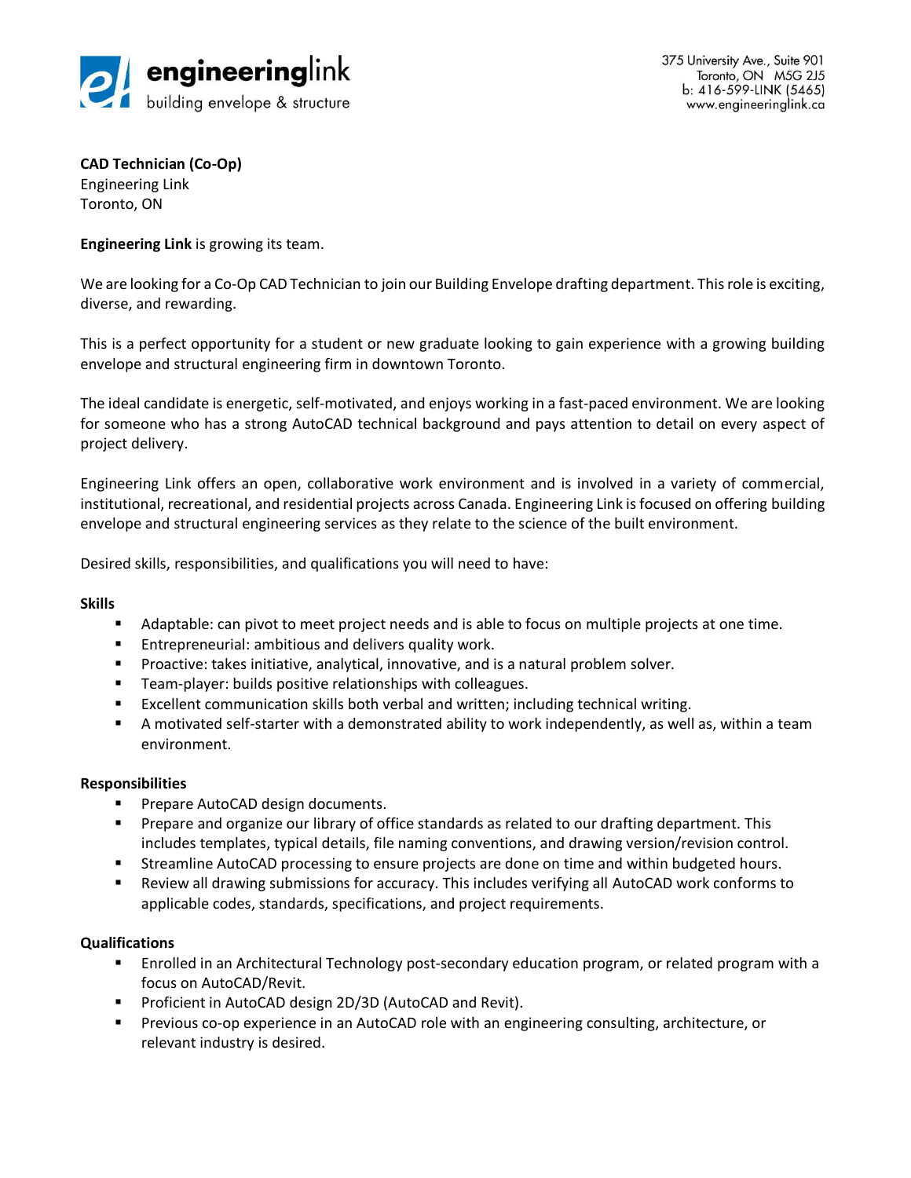**engineering**link
building envelope & structure

375 University Ave., Suite 901
Toronto, ON M5G 2J5
b: 416-599-LINK (5465)
www.engineeringlink.ca

**CAD Technician (Co-Op)**
Engineering Link
Toronto, ON

**Engineering Link** is growing its team.

We are looking for a Co-Op CAD Technician to join our Building Envelope drafting department. This role is exciting, diverse, and rewarding.

This is a perfect opportunity for a student or new graduate looking to gain experience with a growing building envelope and structural engineering firm in downtown Toronto.

The ideal candidate is energetic, self-motivated, and enjoys working in a fast-paced environment. We are looking for someone who has a strong AutoCAD technical background and pays attention to detail on every aspect of project delivery.

Engineering Link offers an open, collaborative work environment and is involved in a variety of commercial, institutional, recreational, and residential projects across Canada. Engineering Link is focused on offering building envelope and structural engineering services as they relate to the science of the built environment.

Desired skills, responsibilities, and qualifications you will need to have:

**Skills**

- Adaptable: can pivot to meet project needs and is able to focus on multiple projects at one time.
- Entrepreneurial: ambitious and delivers quality work.
- Proactive: takes initiative, analytical, innovative, and is a natural problem solver.
- Team-player: builds positive relationships with colleagues.
- Excellent communication skills both verbal and written; including technical writing.
- A motivated self-starter with a demonstrated ability to work independently, as well as, within a team environment.

**Responsibilities**

- Prepare AutoCAD design documents.
- Prepare and organize our library of office standards as related to our drafting department. This includes templates, typical details, file naming conventions, and drawing version/revision control.
- Streamline AutoCAD processing to ensure projects are done on time and within budgeted hours.
- Review all drawing submissions for accuracy. This includes verifying all AutoCAD work conforms to applicable codes, standards, specifications, and project requirements.

**Qualifications**

- Enrolled in an Architectural Technology post-secondary education program, or related program with a focus on AutoCAD/Revit.
- Proficient in AutoCAD design 2D/3D (AutoCAD and Revit).
- Previous co-op experience in an AutoCAD role with an engineering consulting, architecture, or relevant industry is desired.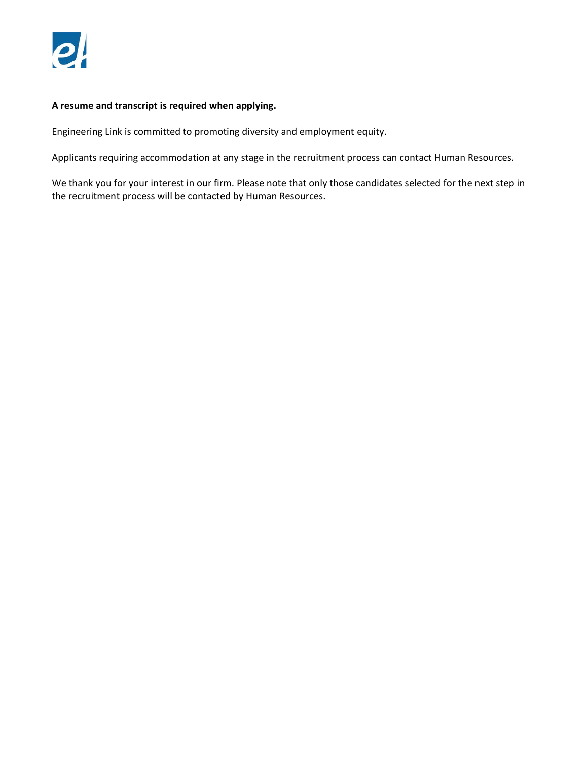**A resume and transcript is required when applying.**

Engineering Link is committed to promoting diversity and employment equity.

Applicants requiring accommodation at any stage in the recruitment process can contact Human Resources.

We thank you for your interest in our firm. Please note that only those candidates selected for the next step in the recruitment process will be contacted by Human Resources.